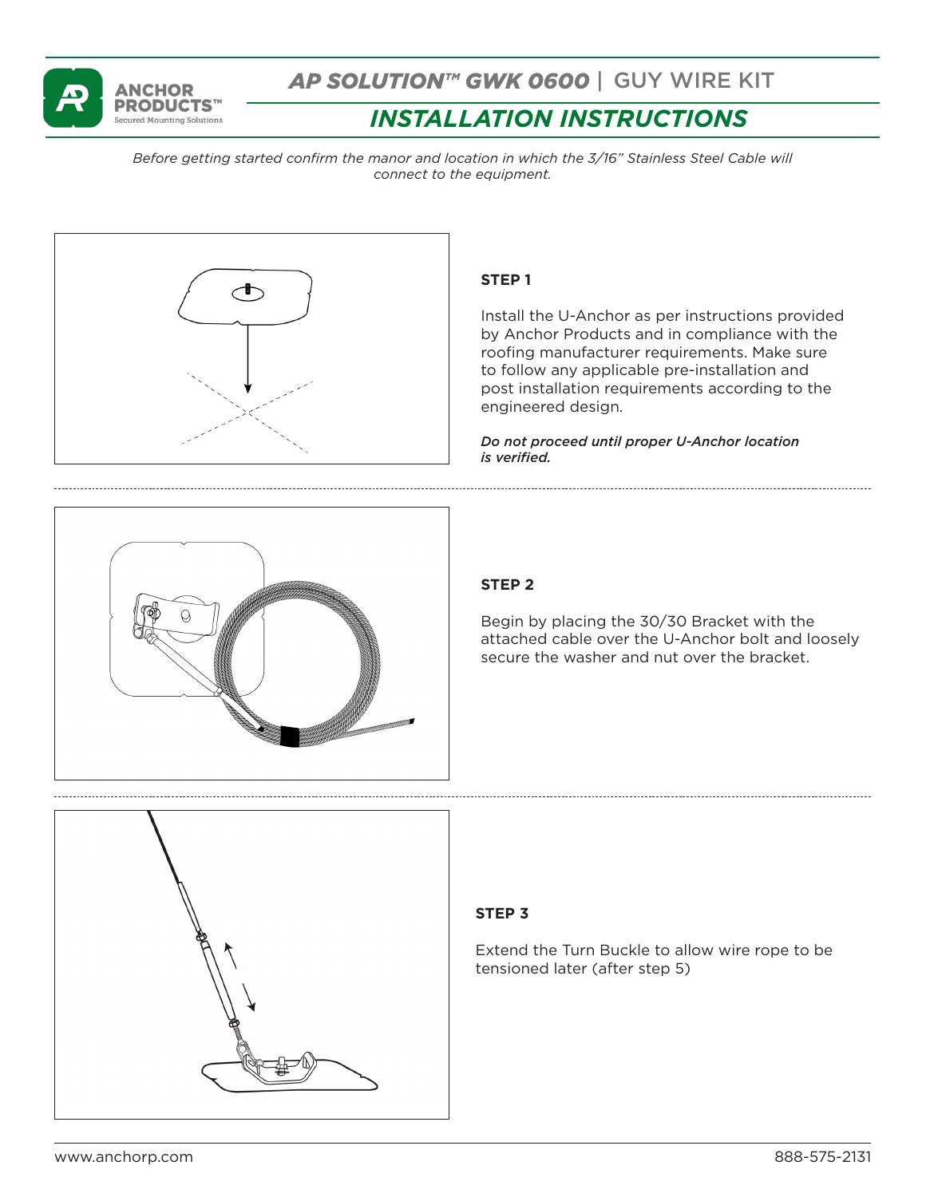# AP SOLUTION™ GWK 0600 | GUY WIRE KIT

## INSTALLATION INSTRUCTIONS

*Before getting started confirm the manor and location in which the 3/16" Stainless Steel Cable will connect to the equipment.*

### STEP 1

Install the U-Anchor as per instructions provided by Anchor Products and in compliance with the roofing manufacturer requirements. Make sure to follow any applicable pre-installation and post installation requirements according to the engineered design.

***Do not proceed until proper U-Anchor location is verified.***

### STEP 2

Begin by placing the 30/30 Bracket with the attached cable over the U-Anchor bolt and loosely secure the washer and nut over the bracket.

### STEP 3

Extend the Turn Buckle to allow wire rope to be tensioned later (after step 5)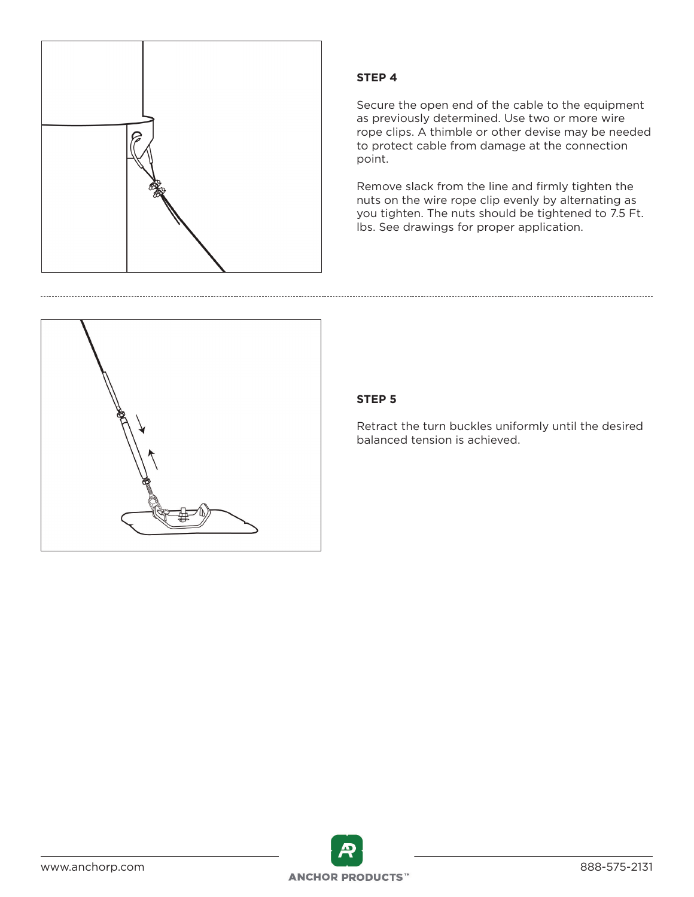## STEP 4

Secure the open end of the cable to the equipment as previously determined. Use two or more wire rope clips. A thimble or other devise may be needed to protect cable from damage at the connection point.

Remove slack from the line and firmly tighten the nuts on the wire rope clip evenly by alternating as you tighten. The nuts should be tightened to 7.5 Ft. lbs. See drawings for proper application.

## STEP 5

Retract the turn buckles uniformly until the desired balanced tension is achieved.